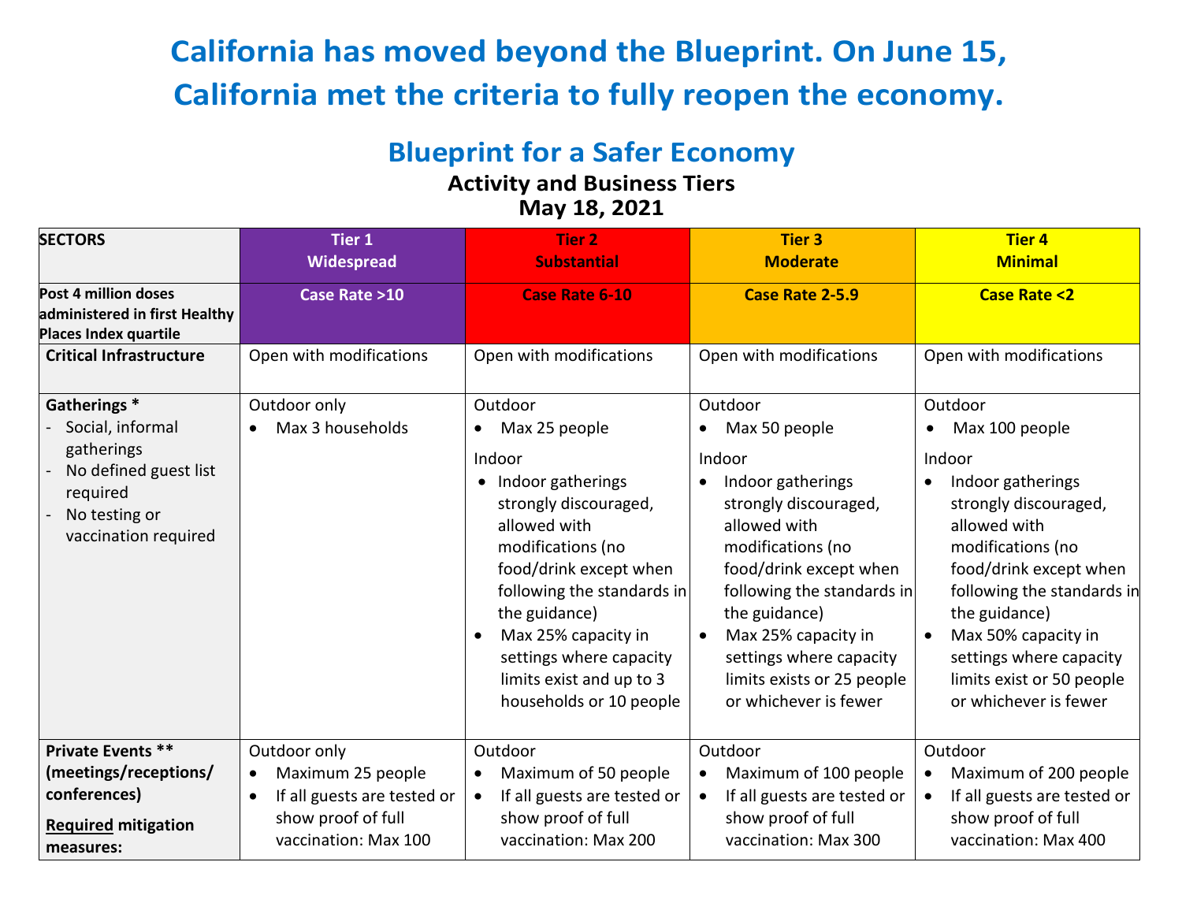# California has moved beyond the Blueprint. On June 15, California met the criteria to fully reopen the economy.

## Blueprint for a Safer Economy

### Activity and Business Tiers

### May 18, 2021

| SECTORS | Tier 1 Widespread | Tier 2 Substantial | Tier 3 Moderate | Tier 4 Minimal |
|---|---|---|---|---|
| Post 4 million doses administered in first Healthy Places Index quartile | Case Rate >10 | Case Rate 6-10 | Case Rate 2-5.9 | Case Rate <2 |
| **Critical Infrastructure** | Open with modifications | Open with modifications | Open with modifications | Open with modifications |
| **Gatherings *** <br>- Social, informal gatherings<br>- No defined guest list required<br>- No testing or vaccination required | Outdoor only<br>• Max 3 households | Outdoor<br>• Max 25 people<br>Indoor<br>• Indoor gatherings strongly discouraged, allowed with modifications (no food/drink except when following the standards in the guidance)<br>• Max 25% capacity in settings where capacity limits exist and up to 3 households or 10 people | Outdoor<br>• Max 50 people<br>Indoor<br>• Indoor gatherings strongly discouraged, allowed with modifications (no food/drink except when following the standards in the guidance)<br>• Max 25% capacity in settings where capacity limits exists or 25 people or whichever is fewer | Outdoor<br>• Max 100 people<br>Indoor<br>• Indoor gatherings strongly discouraged, allowed with modifications (no food/drink except when following the standards in the guidance)<br>• Max 50% capacity in settings where capacity limits exist or 50 people or whichever is fewer |
| **Private Events **** **(meetings/receptions/ conferences)**<br>**Required mitigation measures:** | Outdoor only<br>• Maximum 25 people<br>• If all guests are tested or show proof of full vaccination: Max 100 | Outdoor<br>• Maximum of 50 people<br>• If all guests are tested or show proof of full vaccination: Max 200 | Outdoor<br>• Maximum of 100 people<br>• If all guests are tested or show proof of full vaccination: Max 300 | Outdoor<br>• Maximum of 200 people<br>• If all guests are tested or show proof of full vaccination: Max 400 |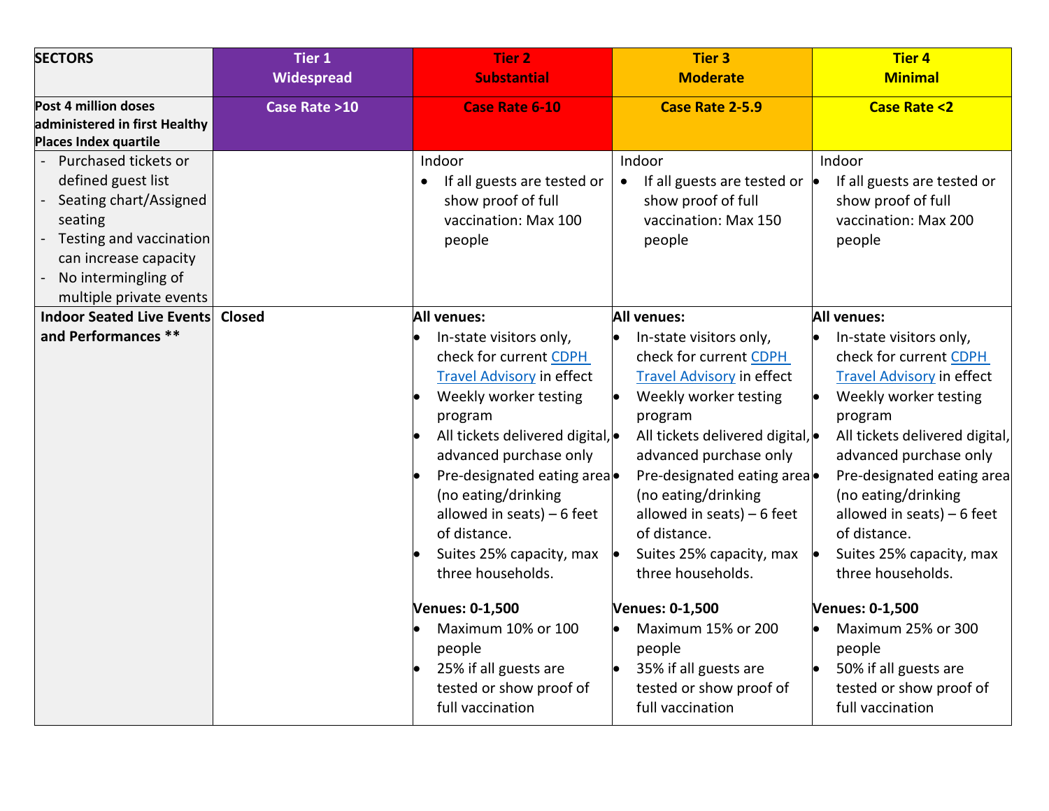| SECTORS | Tier 1 Widespread | Tier 2 Substantial | Tier 3 Moderate | Tier 4 Minimal |
|---|---|---|---|---|
| **Post 4 million doses administered in first Healthy Places Index quartile** | **Case Rate >10** | **Case Rate 6-10** | **Case Rate 2-5.9** | **Case Rate <2** |
| - Purchased tickets or defined guest list<br>- Seating chart/Assigned seating<br>- Testing and vaccination can increase capacity<br>- No intermingling of multiple private events | | Indoor<br>• If all guests are tested or show proof of full vaccination: Max 100 people | Indoor<br>• If all guests are tested or show proof of full vaccination: Max 150 people | Indoor<br>• If all guests are tested or show proof of full vaccination: Max 200 people |
| **Indoor Seated Live Events and Performances \*\*** | **Closed** | **All venues:**<br>• In-state visitors only, check for current CDPH Travel Advisory in effect<br>• Weekly worker testing program<br>• All tickets delivered digital, advanced purchase only<br>• Pre-designated eating area (no eating/drinking allowed in seats) – 6 feet of distance.<br>• Suites 25% capacity, max three households.<br><br>**Venues: 0-1,500**<br>• Maximum 10% or 100 people<br>• 25% if all guests are tested or show proof of full vaccination | **All venues:**<br>• In-state visitors only, check for current CDPH Travel Advisory in effect<br>• Weekly worker testing program<br>• All tickets delivered digital, advanced purchase only<br>• Pre-designated eating area (no eating/drinking allowed in seats) – 6 feet of distance.<br>• Suites 25% capacity, max three households.<br><br>**Venues: 0-1,500**<br>• Maximum 15% or 200 people<br>• 35% if all guests are tested or show proof of full vaccination | **All venues:**<br>• In-state visitors only, check for current CDPH Travel Advisory in effect<br>• Weekly worker testing program<br>• All tickets delivered digital, advanced purchase only<br>• Pre-designated eating area (no eating/drinking allowed in seats) – 6 feet of distance.<br>• Suites 25% capacity, max three households.<br><br>**Venues: 0-1,500**<br>• Maximum 25% or 300 people<br>• 50% if all guests are tested or show proof of full vaccination |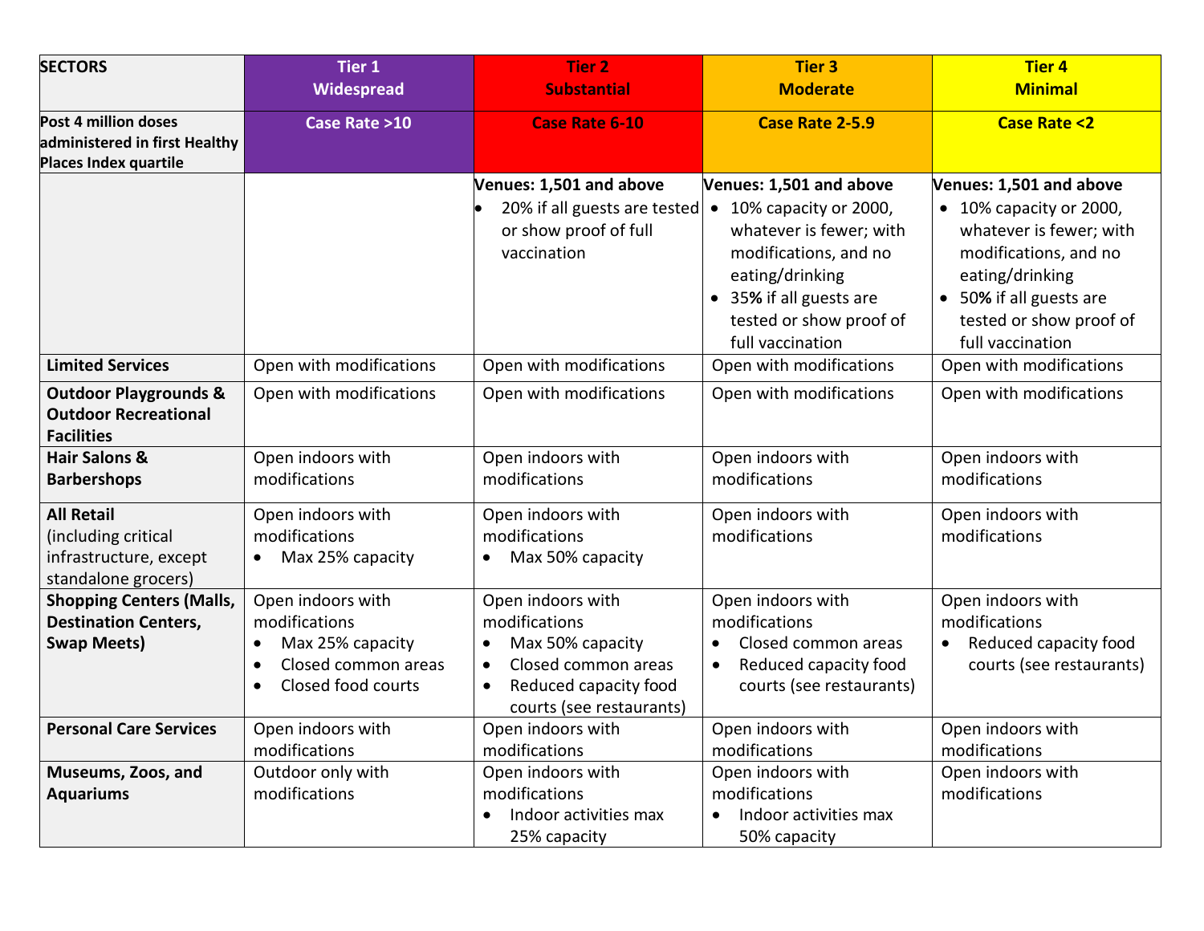| SECTORS | Tier 1<br>Widespread | Tier 2<br>Substantial | Tier 3<br>Moderate | Tier 4<br>Minimal |
|---|---|---|---|---|
| Post 4 million doses administered in first Healthy Places Index quartile | Case Rate >10 | Case Rate 6-10 | Case Rate 2-5.9 | Case Rate <2 |
| | | **Venues: 1,501 and above**<br>• 20% if all guests are tested or show proof of full vaccination | **Venues: 1,501 and above**<br>• 10% capacity or 2000, whatever is fewer; with modifications, and no eating/drinking<br>• 35**%** if all guests are tested or show proof of full vaccination | **Venues: 1,501 and above**<br>• 10% capacity or 2000, whatever is fewer; with modifications, and no eating/drinking<br>• 50**%** if all guests are tested or show proof of full vaccination |
| **Limited Services** | Open with modifications | Open with modifications | Open with modifications | Open with modifications |
| **Outdoor Playgrounds & Outdoor Recreational Facilities** | Open with modifications | Open with modifications | Open with modifications | Open with modifications |
| **Hair Salons & Barbershops** | Open indoors with modifications | Open indoors with modifications | Open indoors with modifications | Open indoors with modifications |
| **All Retail** (including critical infrastructure, except standalone grocers) | Open indoors with modifications<br>• Max 25% capacity | Open indoors with modifications<br>• Max 50% capacity | Open indoors with modifications | Open indoors with modifications |
| **Shopping Centers (Malls, Destination Centers, Swap Meets)** | Open indoors with modifications<br>• Max 25% capacity<br>• Closed common areas<br>• Closed food courts | Open indoors with modifications<br>• Max 50% capacity<br>• Closed common areas<br>• Reduced capacity food courts (see restaurants) | Open indoors with modifications<br>• Closed common areas<br>• Reduced capacity food courts (see restaurants) | Open indoors with modifications<br>• Reduced capacity food courts (see restaurants) |
| **Personal Care Services** | Open indoors with modifications | Open indoors with modifications | Open indoors with modifications | Open indoors with modifications |
| **Museums, Zoos, and Aquariums** | Outdoor only with modifications | Open indoors with modifications<br>• Indoor activities max 25% capacity | Open indoors with modifications<br>• Indoor activities max 50% capacity | Open indoors with modifications |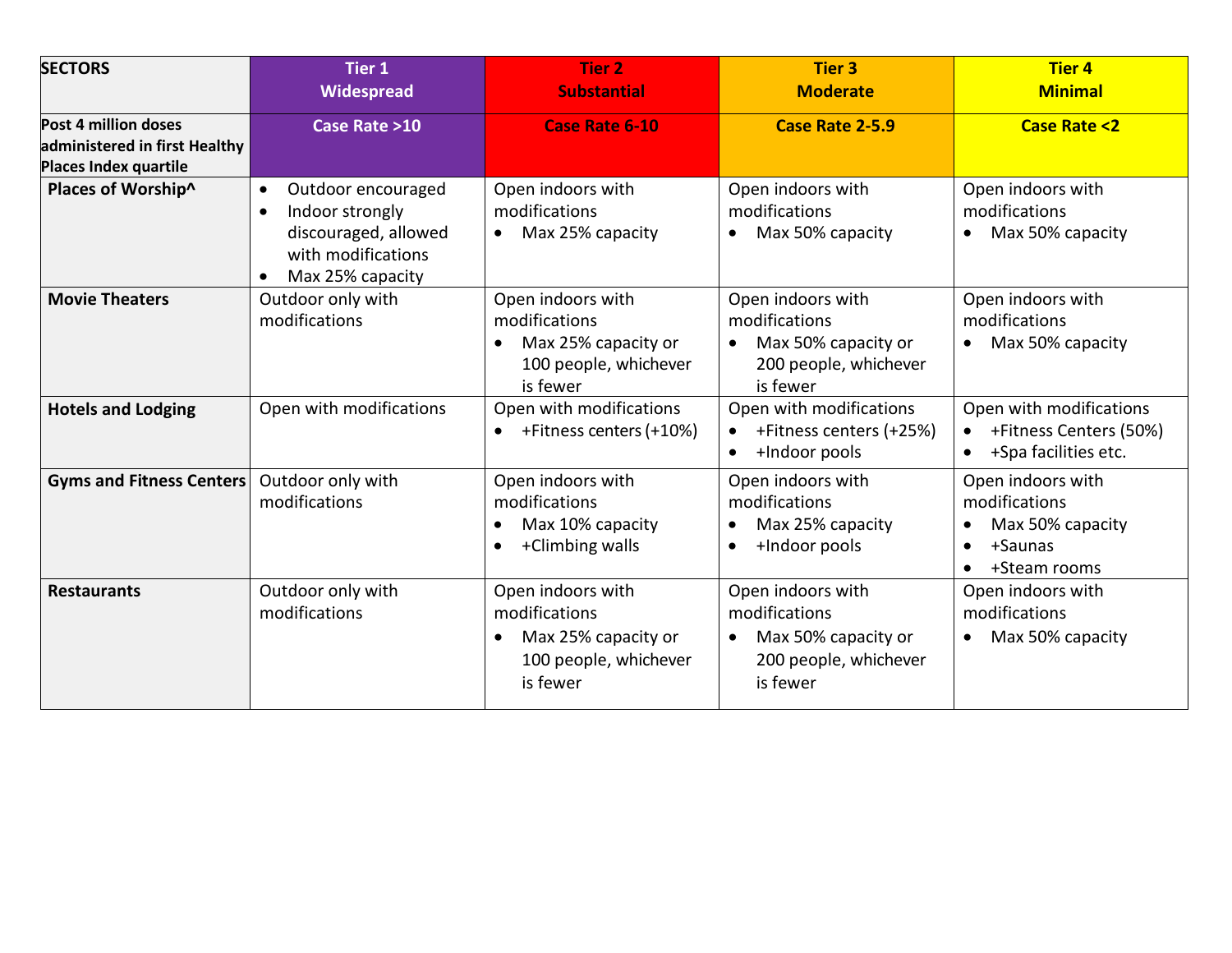| SECTORS | Tier 1<br>Widespread | Tier 2<br>Substantial | Tier 3<br>Moderate | Tier 4<br>Minimal |
|---|---|---|---|---|
| **Post 4 million doses administered in first Healthy Places Index quartile** | **Case Rate >10** | **Case Rate 6-10** | **Case Rate 2-5.9** | **Case Rate <2** |
| **Places of Worship^** | • Outdoor encouraged<br>• Indoor strongly discouraged, allowed with modifications<br>• Max 25% capacity | Open indoors with modifications<br>• Max 25% capacity | Open indoors with modifications<br>• Max 50% capacity | Open indoors with modifications<br>• Max 50% capacity |
| **Movie Theaters** | Outdoor only with modifications | Open indoors with modifications<br>• Max 25% capacity or 100 people, whichever is fewer | Open indoors with modifications<br>• Max 50% capacity or 200 people, whichever is fewer | Open indoors with modifications<br>• Max 50% capacity |
| **Hotels and Lodging** | Open with modifications | Open with modifications<br>• +Fitness centers (+10%) | Open with modifications<br>• +Fitness centers (+25%)<br>• +Indoor pools | Open with modifications<br>• +Fitness Centers (50%)<br>• +Spa facilities etc. |
| **Gyms and Fitness Centers** | Outdoor only with modifications | Open indoors with modifications<br>• Max 10% capacity<br>• +Climbing walls | Open indoors with modifications<br>• Max 25% capacity<br>• +Indoor pools | Open indoors with modifications<br>• Max 50% capacity<br>• +Saunas<br>• +Steam rooms |
| **Restaurants** | Outdoor only with modifications | Open indoors with modifications<br>• Max 25% capacity or 100 people, whichever is fewer | Open indoors with modifications<br>• Max 50% capacity or 200 people, whichever is fewer | Open indoors with modifications<br>• Max 50% capacity |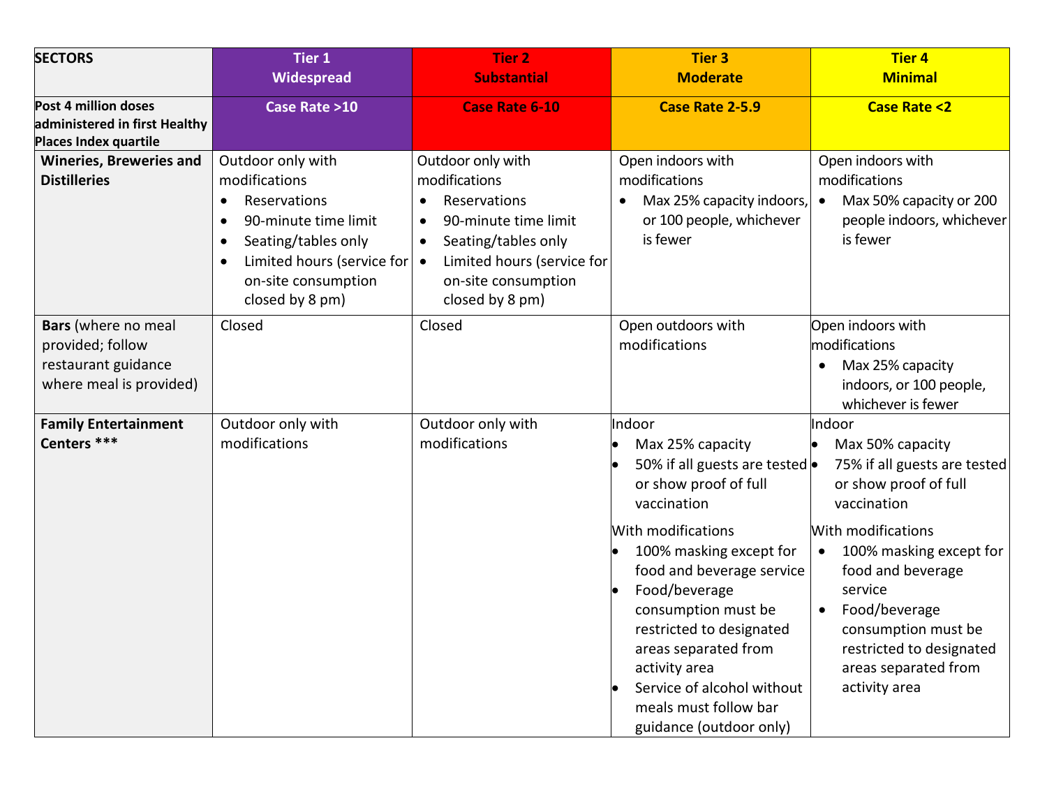| SECTORS | Tier 1<br>Widespread | Tier 2<br>Substantial | Tier 3<br>Moderate | Tier 4<br>Minimal |
|---|---|---|---|---|
| **Post 4 million doses administered in first Healthy Places Index quartile** | **Case Rate >10** | **Case Rate 6-10** | **Case Rate 2-5.9** | **Case Rate <2** |
| **Wineries, Breweries and Distilleries** | Outdoor only with modifications<br>• Reservations<br>• 90-minute time limit<br>• Seating/tables only<br>• Limited hours (service for on-site consumption closed by 8 pm) | Outdoor only with modifications<br>• Reservations<br>• 90-minute time limit<br>• Seating/tables only<br>• Limited hours (service for on-site consumption closed by 8 pm) | Open indoors with modifications<br>• Max 25% capacity indoors, or 100 people, whichever is fewer | Open indoors with modifications<br>• Max 50% capacity or 200 people indoors, whichever is fewer |
| **Bars** (where no meal provided; follow restaurant guidance where meal is provided) | Closed | Closed | Open outdoors with modifications | Open indoors with modifications<br>• Max 25% capacity indoors, or 100 people, whichever is fewer |
| **Family Entertainment Centers \*\*\*** | Outdoor only with modifications | Outdoor only with modifications | Indoor<br>• Max 25% capacity<br>• 50% if all guests are tested or show proof of full vaccination<br><br>With modifications<br>• 100% masking except for food and beverage service<br>• Food/beverage consumption must be restricted to designated areas separated from activity area<br>• Service of alcohol without meals must follow bar guidance (outdoor only) | Indoor<br>• Max 50% capacity<br>• 75% if all guests are tested or show proof of full vaccination<br><br>With modifications<br>• 100% masking except for food and beverage service<br>• Food/beverage consumption must be restricted to designated areas separated from activity area |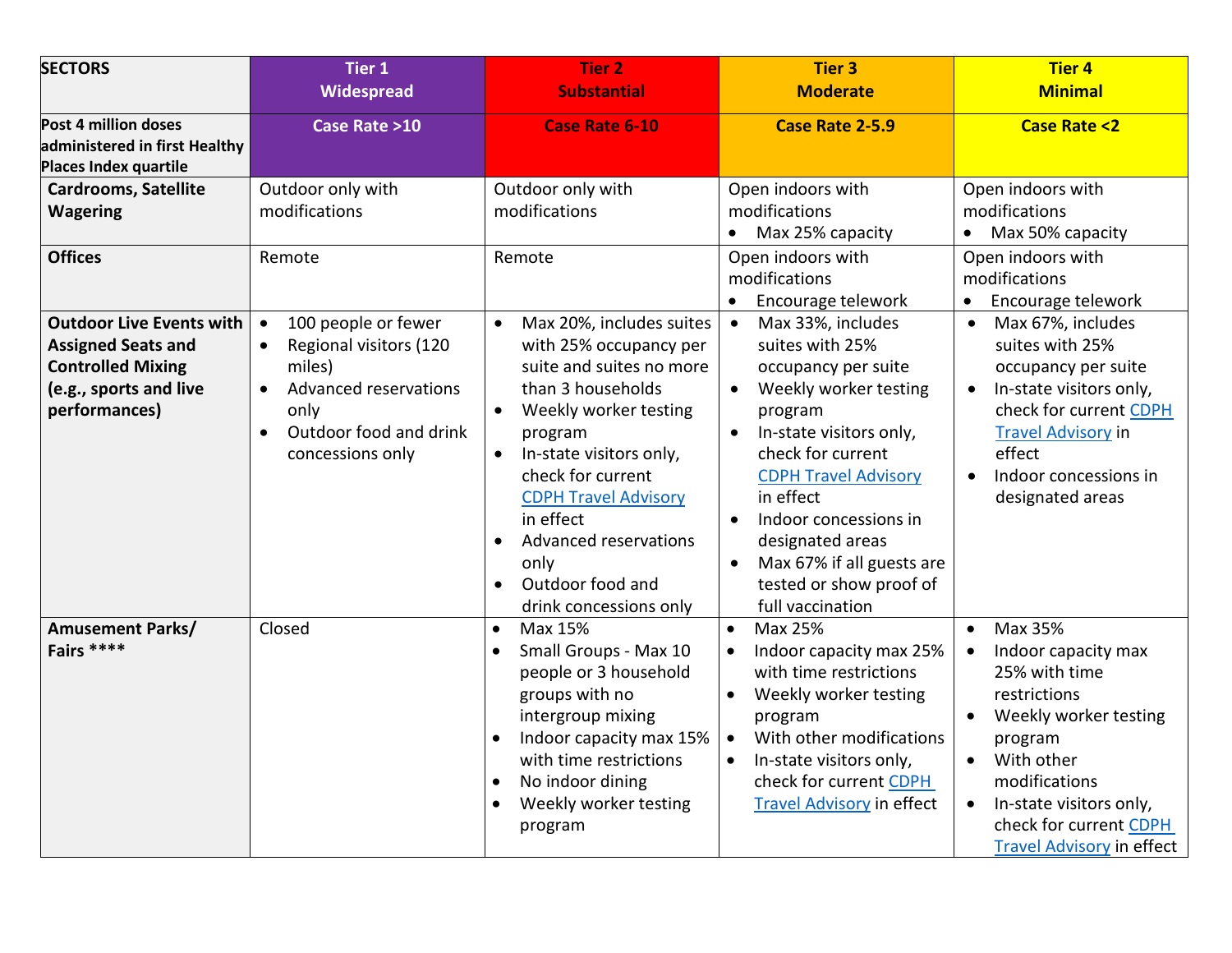| SECTORS | Tier 1 Widespread | Tier 2 Substantial | Tier 3 Moderate | Tier 4 Minimal |
|---|---|---|---|---|
| **Post 4 million doses administered in first Healthy Places Index quartile** | **Case Rate >10** | **Case Rate 6-10** | **Case Rate 2-5.9** | **Case Rate <2** |
| **Cardrooms, Satellite Wagering** | Outdoor only with modifications | Outdoor only with modifications | Open indoors with modifications<br>• Max 25% capacity | Open indoors with modifications<br>• Max 50% capacity |
| **Offices** | Remote | Remote | Open indoors with modifications<br>• Encourage telework | Open indoors with modifications<br>• Encourage telework |
| **Outdoor Live Events with Assigned Seats and Controlled Mixing (e.g., sports and live performances)** | • 100 people or fewer<br>• Regional visitors (120 miles)<br>• Advanced reservations only<br>• Outdoor food and drink concessions only | • Max 20%, includes suites with 25% occupancy per suite and suites no more than 3 households<br>• Weekly worker testing program<br>• In-state visitors only, check for current CDPH Travel Advisory in effect<br>• Advanced reservations only<br>• Outdoor food and drink concessions only | • Max 33%, includes suites with 25% occupancy per suite<br>• Weekly worker testing program<br>• In-state visitors only, check for current CDPH Travel Advisory in effect<br>• Indoor concessions in designated areas<br>• Max 67% if all guests are tested or show proof of full vaccination | • Max 67%, includes suites with 25% occupancy per suite<br>• In-state visitors only, check for current CDPH Travel Advisory in effect<br>• Indoor concessions in designated areas |
| **Amusement Parks/ Fairs **** | Closed | • Max 15%<br>• Small Groups - Max 10 people or 3 household groups with no intergroup mixing<br>• Indoor capacity max 15% with time restrictions<br>• No indoor dining<br>• Weekly worker testing program | • Max 25%<br>• Indoor capacity max 25% with time restrictions<br>• Weekly worker testing program<br>• With other modifications<br>• In-state visitors only, check for current CDPH Travel Advisory in effect | • Max 35%<br>• Indoor capacity max 25% with time restrictions<br>• Weekly worker testing program<br>• With other modifications<br>• In-state visitors only, check for current CDPH Travel Advisory in effect |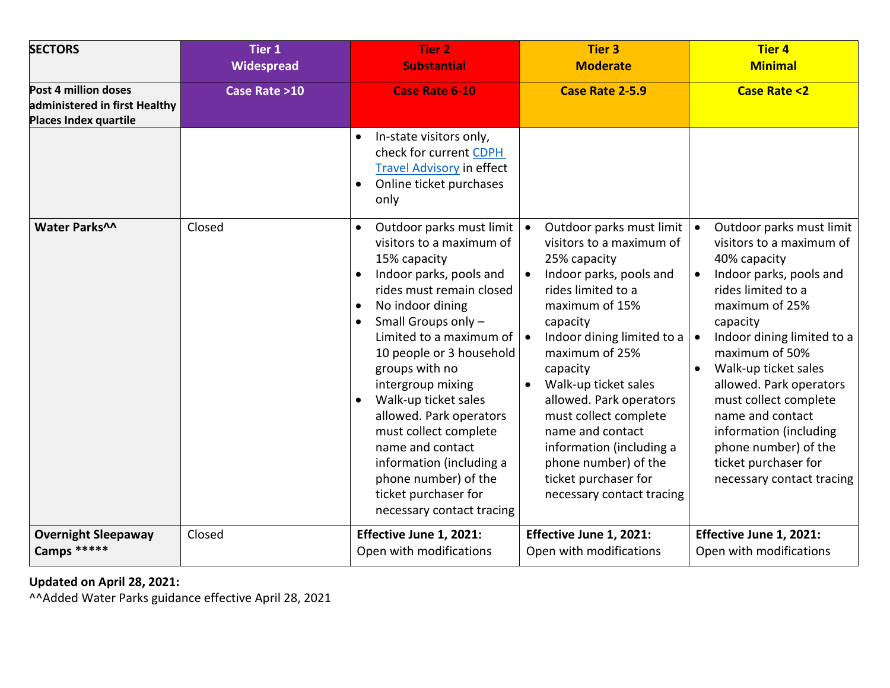| SECTORS | Tier 1 Widespread | Tier 2 Substantial | Tier 3 Moderate | Tier 4 Minimal |
|---|---|---|---|---|
| Post 4 million doses administered in first Healthy Places Index quartile | Case Rate >10 | Case Rate 6-10 | Case Rate 2-5.9 | Case Rate <2 |
| | | • In-state visitors only, check for current CDPH Travel Advisory in effect<br>• Online ticket purchases only | | |
| **Water Parks^^** | Closed | • Outdoor parks must limit visitors to a maximum of 15% capacity<br>• Indoor parks, pools and rides must remain closed<br>• No indoor dining<br>• Small Groups only – Limited to a maximum of 10 people or 3 household groups with no intergroup mixing<br>• Walk-up ticket sales allowed. Park operators must collect complete name and contact information (including a phone number) of the ticket purchaser for necessary contact tracing | • Outdoor parks must limit visitors to a maximum of 25% capacity<br>• Indoor parks, pools and rides limited to a maximum of 15% capacity<br>• Indoor dining limited to a maximum of 25% capacity<br>• Walk-up ticket sales allowed. Park operators must collect complete name and contact information (including a phone number) of the ticket purchaser for necessary contact tracing | • Outdoor parks must limit visitors to a maximum of 40% capacity<br>• Indoor parks, pools and rides limited to a maximum of 25% capacity<br>• Indoor dining limited to a maximum of 50%<br>• Walk-up ticket sales allowed. Park operators must collect complete name and contact information (including phone number) of the ticket purchaser for necessary contact tracing |
| **Overnight Sleepaway Camps *\*\*\*\*** | Closed | **Effective June 1, 2021:** Open with modifications | **Effective June 1, 2021:** Open with modifications | **Effective June 1, 2021:** Open with modifications |

**Updated on April 28, 2021:**

^^Added Water Parks guidance effective April 28, 2021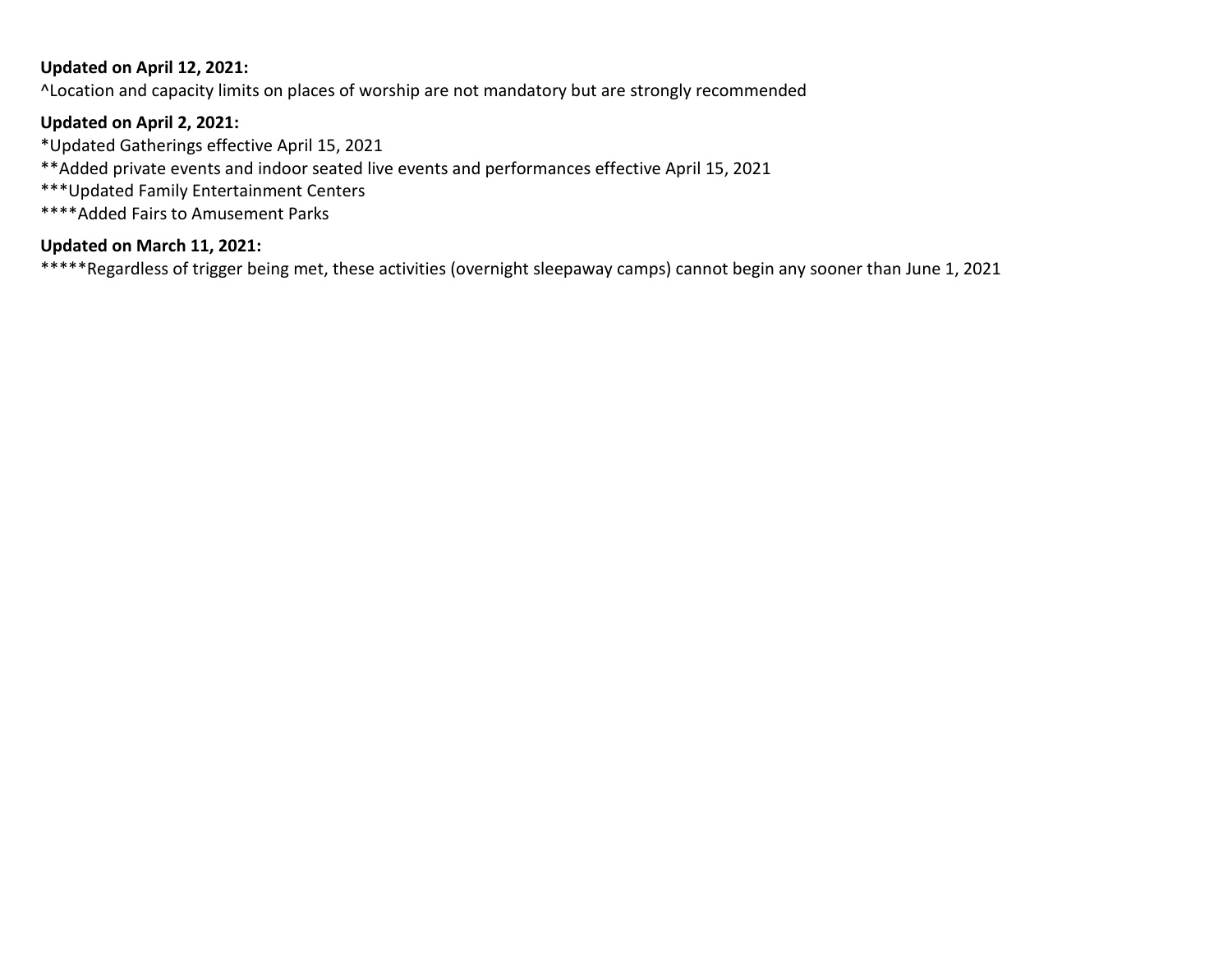**Updated on April 12, 2021:**

^Location and capacity limits on places of worship are not mandatory but are strongly recommended

**Updated on April 2, 2021:**

*Updated Gatherings effective April 15, 2021

**Added private events and indoor seated live events and performances effective April 15, 2021

***Updated Family Entertainment Centers

****Added Fairs to Amusement Parks

**Updated on March 11, 2021:**

*****Regardless of trigger being met, these activities (overnight sleepaway camps) cannot begin any sooner than June 1, 2021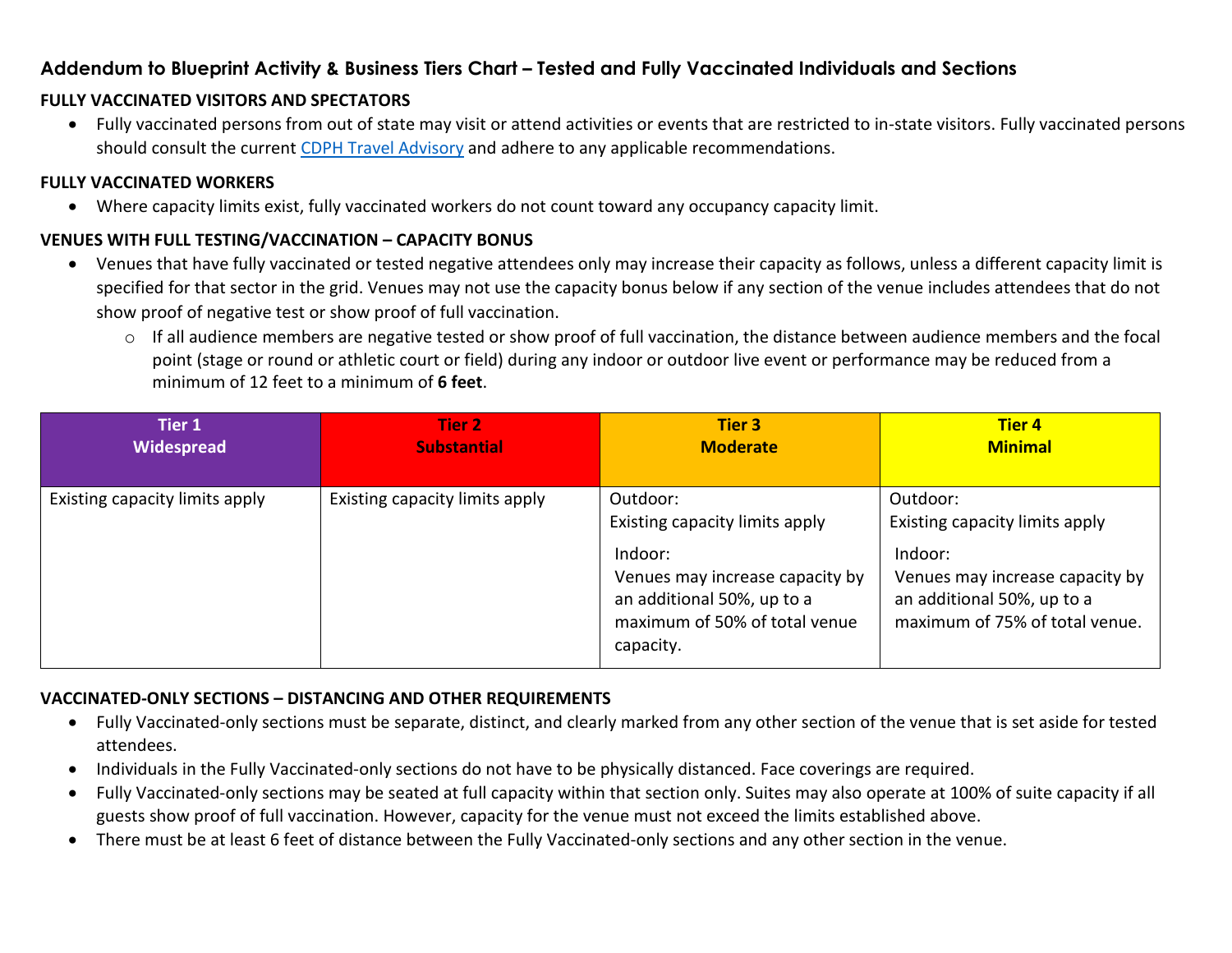## Addendum to Blueprint Activity & Business Tiers Chart – Tested and Fully Vaccinated Individuals and Sections

**FULLY VACCINATED VISITORS AND SPECTATORS**

- Fully vaccinated persons from out of state may visit or attend activities or events that are restricted to in-state visitors. Fully vaccinated persons should consult the current [CDPH Travel Advisory](CDPH Travel Advisory) and adhere to any applicable recommendations.

**FULLY VACCINATED WORKERS**

- Where capacity limits exist, fully vaccinated workers do not count toward any occupancy capacity limit.

**VENUES WITH FULL TESTING/VACCINATION – CAPACITY BONUS**

- Venues that have fully vaccinated or tested negative attendees only may increase their capacity as follows, unless a different capacity limit is specified for that sector in the grid. Venues may not use the capacity bonus below if any section of the venue includes attendees that do not show proof of negative test or show proof of full vaccination.
  - If all audience members are negative tested or show proof of full vaccination, the distance between audience members and the focal point (stage or round or athletic court or field) during any indoor or outdoor live event or performance may be reduced from a minimum of 12 feet to a minimum of **6 feet**.

| Tier 1 Widespread | Tier 2 Substantial | Tier 3 Moderate | Tier 4 Minimal |
|---|---|---|---|
| Existing capacity limits apply | Existing capacity limits apply | Outdoor: Existing capacity limits apply<br><br>Indoor: Venues may increase capacity by an additional 50%, up to a maximum of 50% of total venue capacity. | Outdoor: Existing capacity limits apply<br><br>Indoor: Venues may increase capacity by an additional 50%, up to a maximum of 75% of total venue. |

**VACCINATED-ONLY SECTIONS – DISTANCING AND OTHER REQUIREMENTS**

- Fully Vaccinated-only sections must be separate, distinct, and clearly marked from any other section of the venue that is set aside for tested attendees.
- Individuals in the Fully Vaccinated-only sections do not have to be physically distanced. Face coverings are required.
- Fully Vaccinated-only sections may be seated at full capacity within that section only. Suites may also operate at 100% of suite capacity if all guests show proof of full vaccination. However, capacity for the venue must not exceed the limits established above.
- There must be at least 6 feet of distance between the Fully Vaccinated-only sections and any other section in the venue.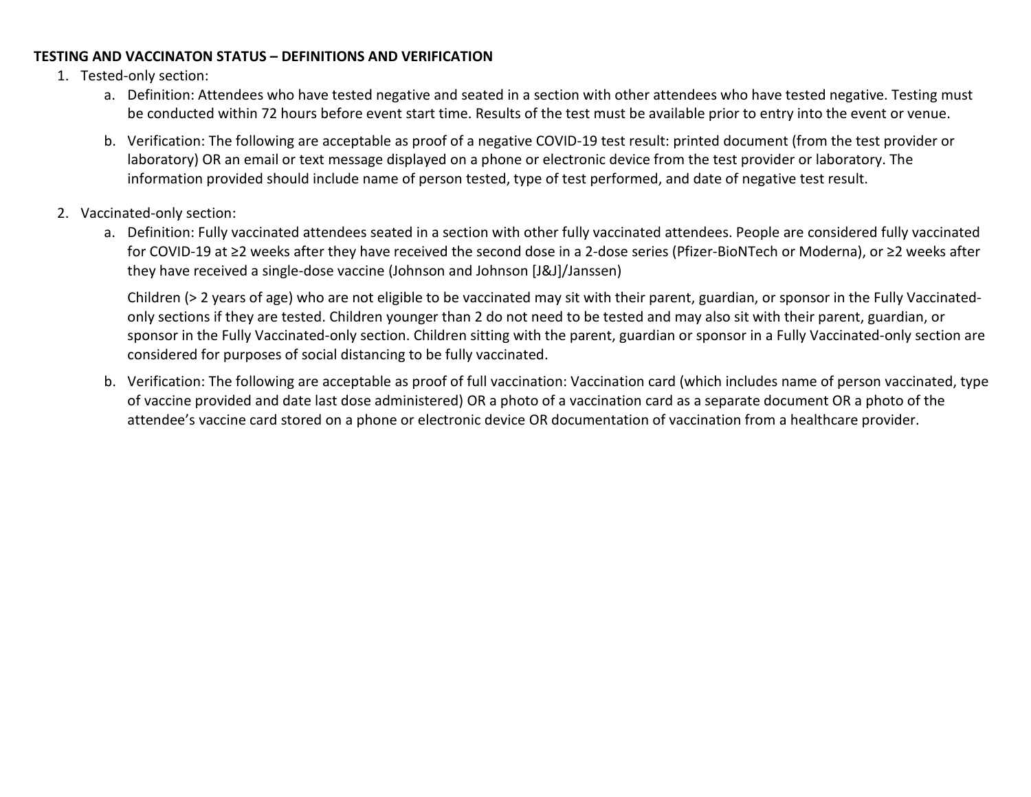**TESTING AND VACCINATON STATUS – DEFINITIONS AND VERIFICATION**

1. Tested-only section:
   a. Definition: Attendees who have tested negative and seated in a section with other attendees who have tested negative. Testing must be conducted within 72 hours before event start time. Results of the test must be available prior to entry into the event or venue.

   b. Verification: The following are acceptable as proof of a negative COVID-19 test result: printed document (from the test provider or laboratory) OR an email or text message displayed on a phone or electronic device from the test provider or laboratory. The information provided should include name of person tested, type of test performed, and date of negative test result.

2. Vaccinated-only section:
   a. Definition: Fully vaccinated attendees seated in a section with other fully vaccinated attendees. People are considered fully vaccinated for COVID-19 at ≥2 weeks after they have received the second dose in a 2-dose series (Pfizer-BioNTech or Moderna), or ≥2 weeks after they have received a single-dose vaccine (Johnson and Johnson [J&J]/Janssen)

      Children (> 2 years of age) who are not eligible to be vaccinated may sit with their parent, guardian, or sponsor in the Fully Vaccinated-only sections if they are tested. Children younger than 2 do not need to be tested and may also sit with their parent, guardian, or sponsor in the Fully Vaccinated-only section. Children sitting with the parent, guardian or sponsor in a Fully Vaccinated-only section are considered for purposes of social distancing to be fully vaccinated.

   b. Verification: The following are acceptable as proof of full vaccination: Vaccination card (which includes name of person vaccinated, type of vaccine provided and date last dose administered) OR a photo of a vaccination card as a separate document OR a photo of the attendee's vaccine card stored on a phone or electronic device OR documentation of vaccination from a healthcare provider.